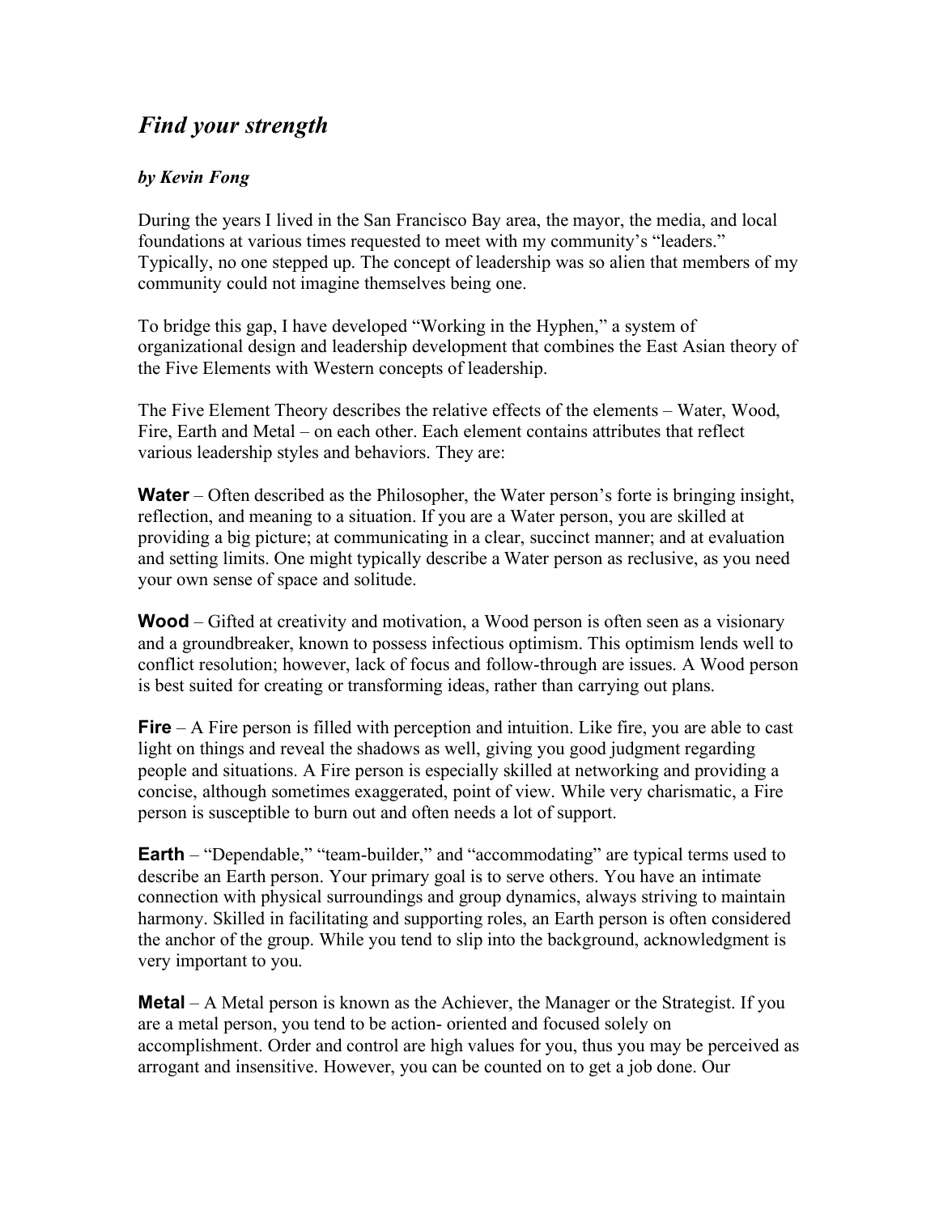# *Find your strength*

***by Kevin Fong***

During the years I lived in the San Francisco Bay area, the mayor, the media, and local foundations at various times requested to meet with my community's "leaders." Typically, no one stepped up. The concept of leadership was so alien that members of my community could not imagine themselves being one.

To bridge this gap, I have developed "Working in the Hyphen," a system of organizational design and leadership development that combines the East Asian theory of the Five Elements with Western concepts of leadership.

The Five Element Theory describes the relative effects of the elements – Water, Wood, Fire, Earth and Metal – on each other. Each element contains attributes that reflect various leadership styles and behaviors. They are:

**Water** – Often described as the Philosopher, the Water person's forte is bringing insight, reflection, and meaning to a situation. If you are a Water person, you are skilled at providing a big picture; at communicating in a clear, succinct manner; and at evaluation and setting limits. One might typically describe a Water person as reclusive, as you need your own sense of space and solitude.

**Wood** – Gifted at creativity and motivation, a Wood person is often seen as a visionary and a groundbreaker, known to possess infectious optimism. This optimism lends well to conflict resolution; however, lack of focus and follow-through are issues. A Wood person is best suited for creating or transforming ideas, rather than carrying out plans.

**Fire** – A Fire person is filled with perception and intuition. Like fire, you are able to cast light on things and reveal the shadows as well, giving you good judgment regarding people and situations. A Fire person is especially skilled at networking and providing a concise, although sometimes exaggerated, point of view. While very charismatic, a Fire person is susceptible to burn out and often needs a lot of support.

**Earth** – "Dependable," "team-builder," and "accommodating" are typical terms used to describe an Earth person. Your primary goal is to serve others. You have an intimate connection with physical surroundings and group dynamics, always striving to maintain harmony. Skilled in facilitating and supporting roles, an Earth person is often considered the anchor of the group. While you tend to slip into the background, acknowledgment is very important to you.

**Metal** – A Metal person is known as the Achiever, the Manager or the Strategist. If you are a metal person, you tend to be action- oriented and focused solely on accomplishment. Order and control are high values for you, thus you may be perceived as arrogant and insensitive. However, you can be counted on to get a job done. Our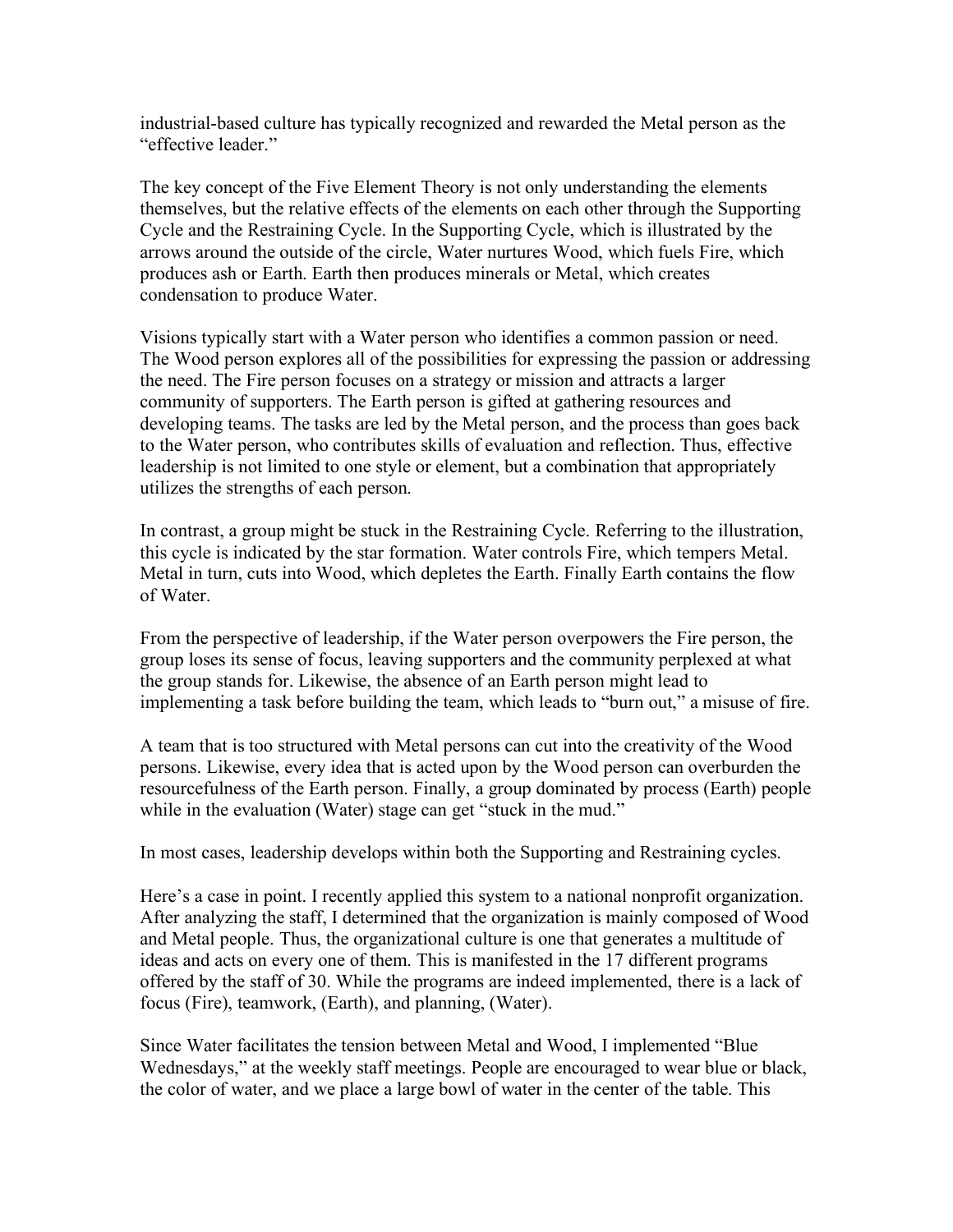industrial-based culture has typically recognized and rewarded the Metal person as the "effective leader."

The key concept of the Five Element Theory is not only understanding the elements themselves, but the relative effects of the elements on each other through the Supporting Cycle and the Restraining Cycle. In the Supporting Cycle, which is illustrated by the arrows around the outside of the circle, Water nurtures Wood, which fuels Fire, which produces ash or Earth. Earth then produces minerals or Metal, which creates condensation to produce Water.

Visions typically start with a Water person who identifies a common passion or need. The Wood person explores all of the possibilities for expressing the passion or addressing the need. The Fire person focuses on a strategy or mission and attracts a larger community of supporters. The Earth person is gifted at gathering resources and developing teams. The tasks are led by the Metal person, and the process than goes back to the Water person, who contributes skills of evaluation and reflection. Thus, effective leadership is not limited to one style or element, but a combination that appropriately utilizes the strengths of each person.

In contrast, a group might be stuck in the Restraining Cycle. Referring to the illustration, this cycle is indicated by the star formation. Water controls Fire, which tempers Metal. Metal in turn, cuts into Wood, which depletes the Earth. Finally Earth contains the flow of Water.

From the perspective of leadership, if the Water person overpowers the Fire person, the group loses its sense of focus, leaving supporters and the community perplexed at what the group stands for. Likewise, the absence of an Earth person might lead to implementing a task before building the team, which leads to "burn out," a misuse of fire.

A team that is too structured with Metal persons can cut into the creativity of the Wood persons. Likewise, every idea that is acted upon by the Wood person can overburden the resourcefulness of the Earth person. Finally, a group dominated by process (Earth) people while in the evaluation (Water) stage can get "stuck in the mud."

In most cases, leadership develops within both the Supporting and Restraining cycles.

Here's a case in point. I recently applied this system to a national nonprofit organization. After analyzing the staff, I determined that the organization is mainly composed of Wood and Metal people. Thus, the organizational culture is one that generates a multitude of ideas and acts on every one of them. This is manifested in the 17 different programs offered by the staff of 30. While the programs are indeed implemented, there is a lack of focus (Fire), teamwork, (Earth), and planning, (Water).

Since Water facilitates the tension between Metal and Wood, I implemented "Blue Wednesdays," at the weekly staff meetings. People are encouraged to wear blue or black, the color of water, and we place a large bowl of water in the center of the table. This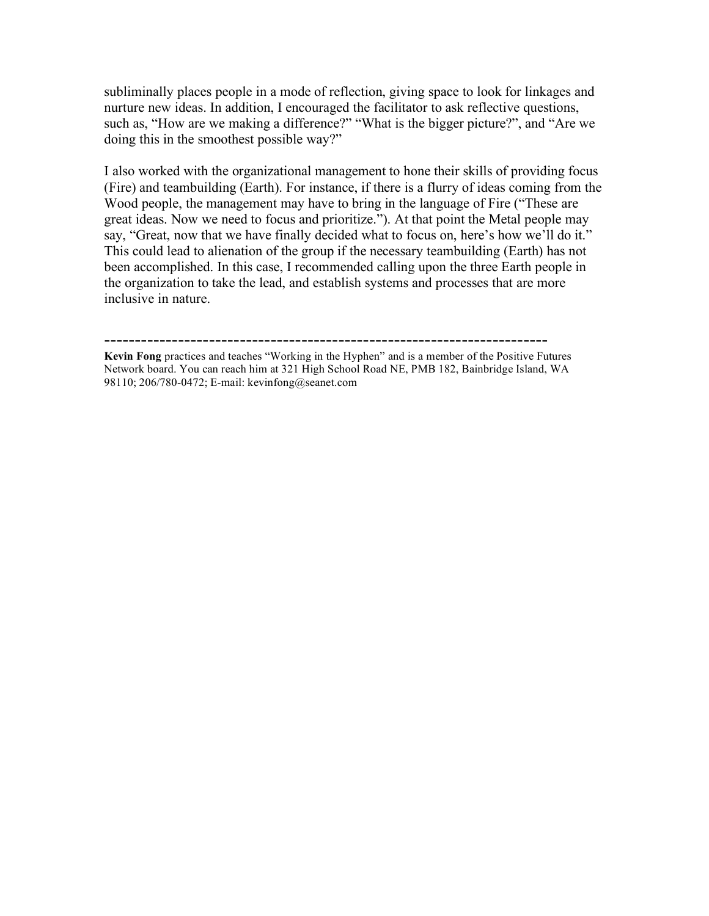subliminally places people in a mode of reflection, giving space to look for linkages and nurture new ideas. In addition, I encouraged the facilitator to ask reflective questions, such as, "How are we making a difference?" "What is the bigger picture?", and "Are we doing this in the smoothest possible way?"

I also worked with the organizational management to hone their skills of providing focus (Fire) and teambuilding (Earth). For instance, if there is a flurry of ideas coming from the Wood people, the management may have to bring in the language of Fire ("These are great ideas. Now we need to focus and prioritize."). At that point the Metal people may say, "Great, now that we have finally decided what to focus on, here's how we'll do it." This could lead to alienation of the group if the necessary teambuilding (Earth) has not been accomplished. In this case, I recommended calling upon the three Earth people in the organization to take the lead, and establish systems and processes that are more inclusive in nature.

---

**Kevin Fong** practices and teaches "Working in the Hyphen" and is a member of the Positive Futures Network board. You can reach him at 321 High School Road NE, PMB 182, Bainbridge Island, WA 98110; 206/780-0472; E-mail: kevinfong@seanet.com